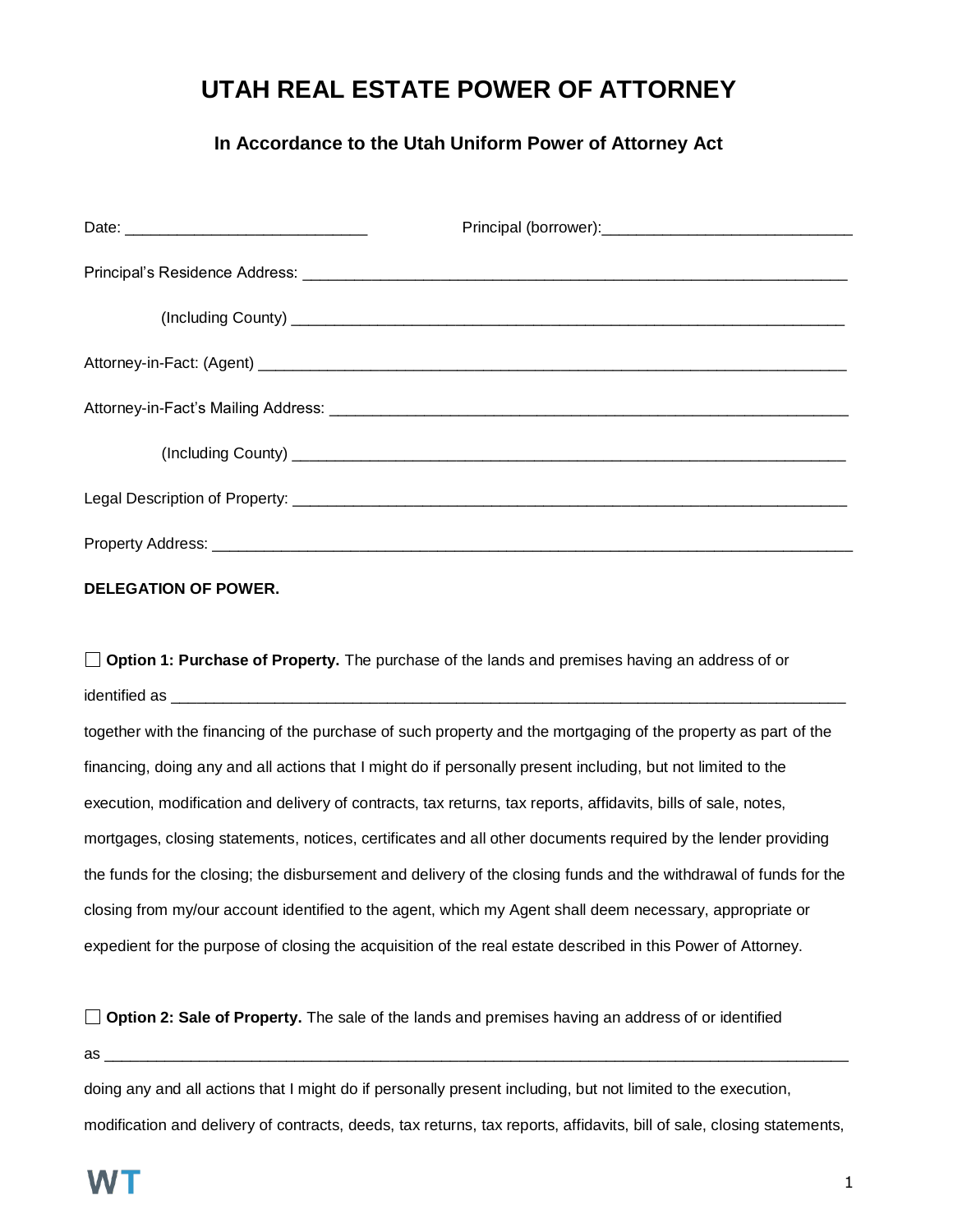# UTAH REAL ESTATE POWER OF ATTORNEY

### In Accordance to the Utah Uniform Power of Attorney Act

Date: ____________________________ Principal (borrower):____________________________

Principal's Residence Address: ______________________________________________________________

(Including County) ______________________________________________________________

Attorney-in-Fact: (Agent) ______________________________________________________________

Attorney-in-Fact's Mailing Address: ______________________________________________________________

(Including County) ______________________________________________________________

Legal Description of Property: ______________________________________________________________

Property Address: ______________________________________________________________

**DELEGATION OF POWER.**

☐ **Option 1: Purchase of Property.** The purchase of the lands and premises having an address of or identified as ______________________________________________________________ together with the financing of the purchase of such property and the mortgaging of the property as part of the financing, doing any and all actions that I might do if personally present including, but not limited to the execution, modification and delivery of contracts, tax returns, tax reports, affidavits, bills of sale, notes, mortgages, closing statements, notices, certificates and all other documents required by the lender providing the funds for the closing; the disbursement and delivery of the closing funds and the withdrawal of funds for the closing from my/our account identified to the agent, which my Agent shall deem necessary, appropriate or expedient for the purpose of closing the acquisition of the real estate described in this Power of Attorney.

☐ **Option 2: Sale of Property.** The sale of the lands and premises having an address of or identified as ______________________________________________________________ doing any and all actions that I might do if personally present including, but not limited to the execution, modification and delivery of contracts, deeds, tax returns, tax reports, affidavits, bill of sale, closing statements,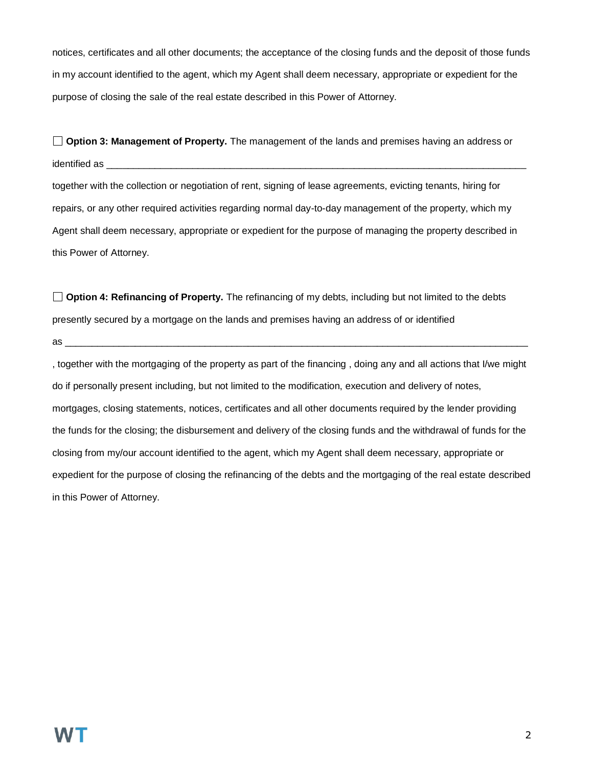notices, certificates and all other documents; the acceptance of the closing funds and the deposit of those funds in my account identified to the agent, which my Agent shall deem necessary, appropriate or expedient for the purpose of closing the sale of the real estate described in this Power of Attorney.

☐ **Option 3: Management of Property.** The management of the lands and premises having an address or identified as ___________________________________________________________________________ together with the collection or negotiation of rent, signing of lease agreements, evicting tenants, hiring for repairs, or any other required activities regarding normal day-to-day management of the property, which my Agent shall deem necessary, appropriate or expedient for the purpose of managing the property described in this Power of Attorney.

☐ **Option 4: Refinancing of Property.** The refinancing of my debts, including but not limited to the debts presently secured by a mortgage on the lands and premises having an address of or identified as ________________________________________________________________________________ , together with the mortgaging of the property as part of the financing , doing any and all actions that I/we might do if personally present including, but not limited to the modification, execution and delivery of notes, mortgages, closing statements, notices, certificates and all other documents required by the lender providing the funds for the closing; the disbursement and delivery of the closing funds and the withdrawal of funds for the closing from my/our account identified to the agent, which my Agent shall deem necessary, appropriate or expedient for the purpose of closing the refinancing of the debts and the mortgaging of the real estate described in this Power of Attorney.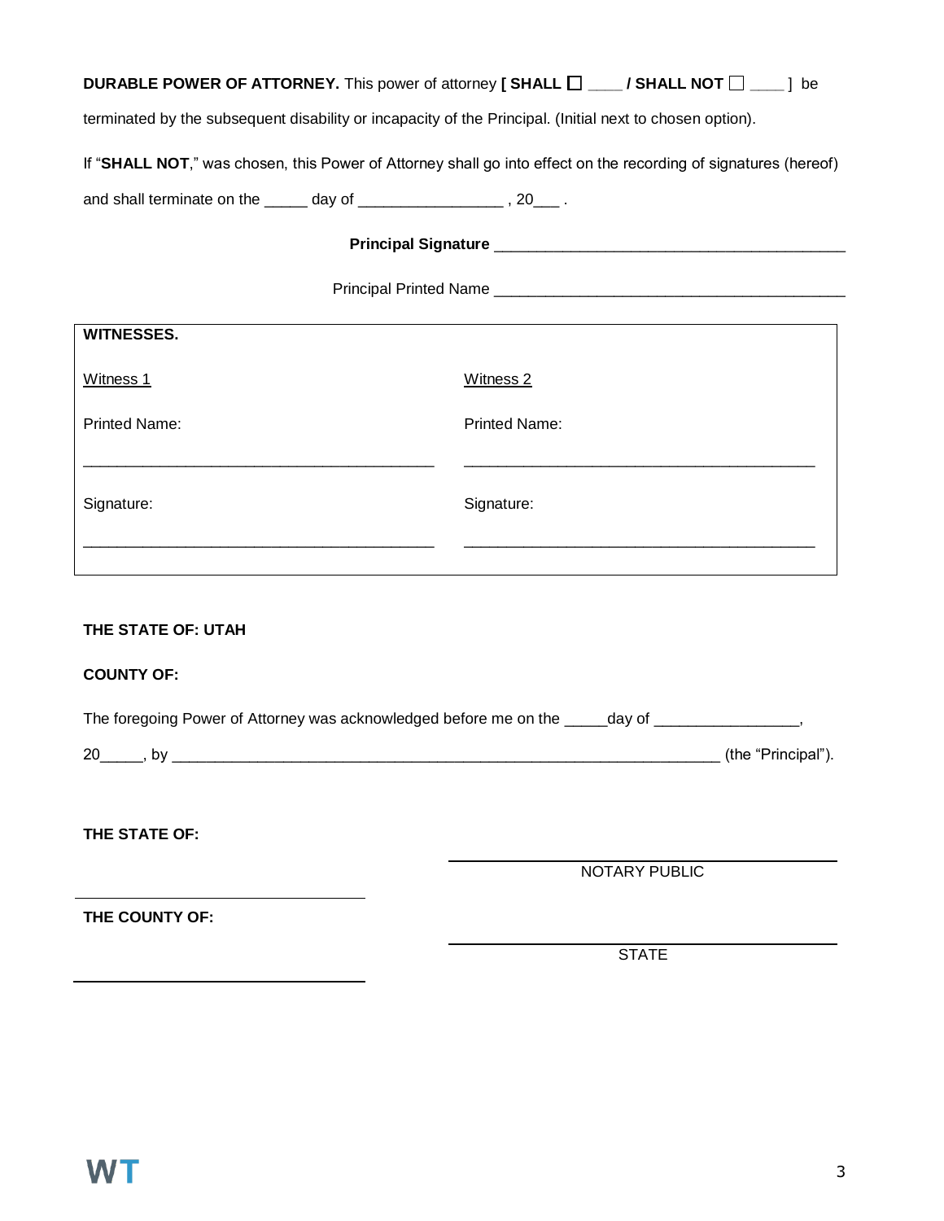**DURABLE POWER OF ATTORNEY.** This power of attorney **[ SHALL ☐ ____ / SHALL NOT ☐ ____ ]** be terminated by the subsequent disability or incapacity of the Principal. (Initial next to chosen option).

If "**SHALL NOT**," was chosen, this Power of Attorney shall go into effect on the recording of signatures (hereof) and shall terminate on the _____ day of _________________ , 20___ .

**Principal Signature** __________________________________________

Principal Printed Name __________________________________________

| **WITNESSES.** | |
|---|---|
| Witness 1 | Witness 2 |
| Printed Name: | Printed Name: |
| __________________________________________ | __________________________________________ |
| Signature: | Signature: |
| __________________________________________ | __________________________________________ |

**THE STATE OF: UTAH**

**COUNTY OF:**

The foregoing Power of Attorney was acknowledged before me on the _____day of _________________, 20_____, by _________________________________________________________________ (the "Principal").

**THE STATE OF:**

__________________________________________

NOTARY PUBLIC

**THE COUNTY OF:**

__________________________________________

STATE